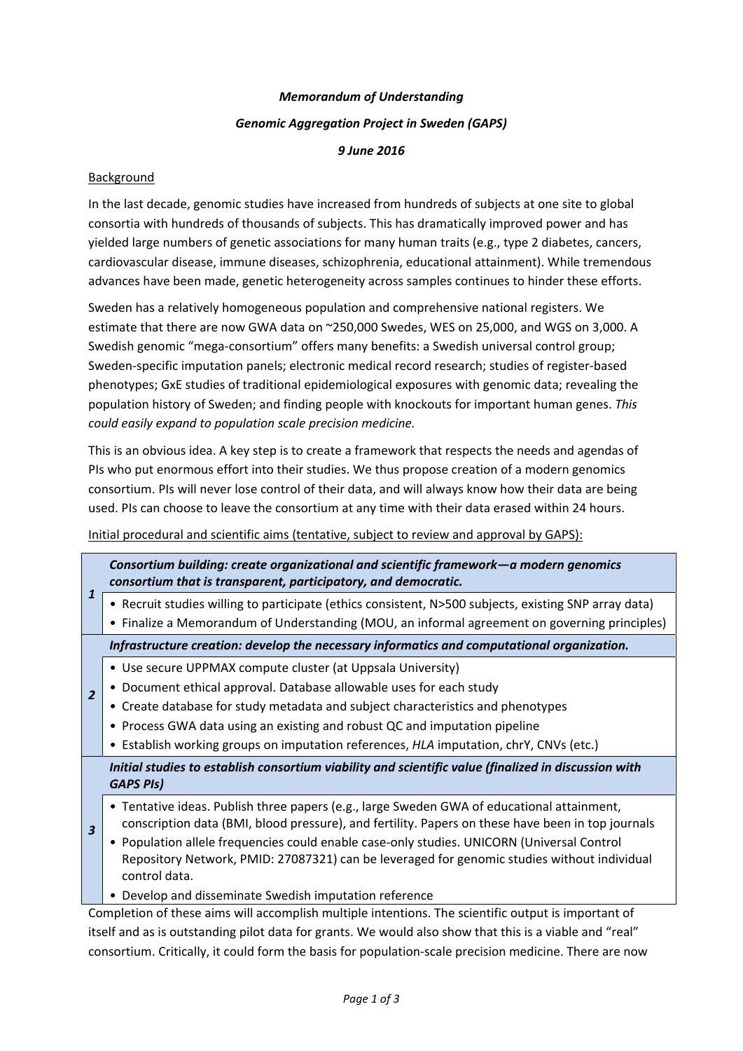***Memorandum of Understanding***

***Genomic Aggregation Project in Sweden (GAPS)***

***9 June 2016***

## Background

In the last decade, genomic studies have increased from hundreds of subjects at one site to global consortia with hundreds of thousands of subjects. This has dramatically improved power and has yielded large numbers of genetic associations for many human traits (e.g., type 2 diabetes, cancers, cardiovascular disease, immune diseases, schizophrenia, educational attainment). While tremendous advances have been made, genetic heterogeneity across samples continues to hinder these efforts.

Sweden has a relatively homogeneous population and comprehensive national registers. We estimate that there are now GWA data on ~250,000 Swedes, WES on 25,000, and WGS on 3,000. A Swedish genomic "mega-consortium" offers many benefits: a Swedish universal control group; Sweden-specific imputation panels; electronic medical record research; studies of register-based phenotypes; GxE studies of traditional epidemiological exposures with genomic data; revealing the population history of Sweden; and finding people with knockouts for important human genes. *This could easily expand to population scale precision medicine.*

This is an obvious idea. A key step is to create a framework that respects the needs and agendas of PIs who put enormous effort into their studies. We thus propose creation of a modern genomics consortium. PIs will never lose control of their data, and will always know how their data are being used. PIs can choose to leave the consortium at any time with their data erased within 24 hours.

## Initial procedural and scientific aims (tentative, subject to review and approval by GAPS):

| # | Aim |
|---|---|
| ***1*** | ***Consortium building: create organizational and scientific framework—a modern genomics consortium that is transparent, participatory, and democratic.*** |
| | • Recruit studies willing to participate (ethics consistent, N>500 subjects, existing SNP array data)<br>• Finalize a Memorandum of Understanding (MOU, an informal agreement on governing principles) |
| ***2*** | ***Infrastructure creation: develop the necessary informatics and computational organization.*** |
| | • Use secure UPPMAX compute cluster (at Uppsala University)<br>• Document ethical approval. Database allowable uses for each study<br>• Create database for study metadata and subject characteristics and phenotypes<br>• Process GWA data using an existing and robust QC and imputation pipeline<br>• Establish working groups on imputation references, *HLA* imputation, chrY, CNVs (etc.) |
| ***3*** | ***Initial studies to establish consortium viability and scientific value (finalized in discussion with GAPS PIs)*** |
| | • Tentative ideas. Publish three papers (e.g., large Sweden GWA of educational attainment, conscription data (BMI, blood pressure), and fertility. Papers on these have been in top journals<br>• Population allele frequencies could enable case-only studies. UNICORN (Universal Control Repository Network, PMID: 27087321) can be leveraged for genomic studies without individual control data.<br>• Develop and disseminate Swedish imputation reference |

Completion of these aims will accomplish multiple intentions. The scientific output is important of itself and as is outstanding pilot data for grants. We would also show that this is a viable and "real" consortium. Critically, it could form the basis for population-scale precision medicine. There are now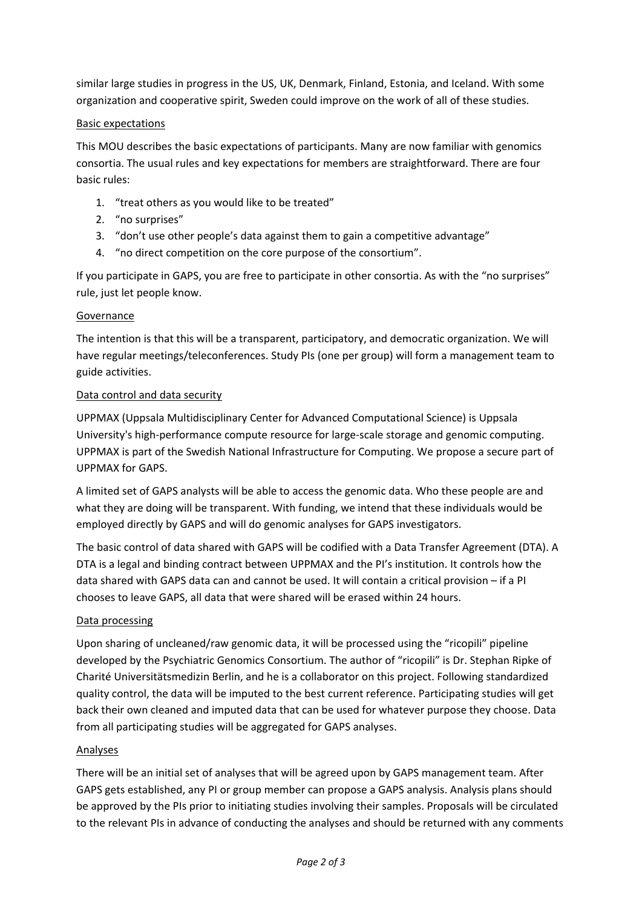similar large studies in progress in the US, UK, Denmark, Finland, Estonia, and Iceland. With some organization and cooperative spirit, Sweden could improve on the work of all of these studies.

## Basic expectations

This MOU describes the basic expectations of participants. Many are now familiar with genomics consortia. The usual rules and key expectations for members are straightforward. There are four basic rules:

1. "treat others as you would like to be treated"
2. "no surprises"
3. "don't use other people's data against them to gain a competitive advantage"
4. "no direct competition on the core purpose of the consortium".

If you participate in GAPS, you are free to participate in other consortia. As with the "no surprises" rule, just let people know.

## Governance

The intention is that this will be a transparent, participatory, and democratic organization. We will have regular meetings/teleconferences. Study PIs (one per group) will form a management team to guide activities.

## Data control and data security

UPPMAX (Uppsala Multidisciplinary Center for Advanced Computational Science) is Uppsala University's high-performance compute resource for large-scale storage and genomic computing. UPPMAX is part of the Swedish National Infrastructure for Computing. We propose a secure part of UPPMAX for GAPS.

A limited set of GAPS analysts will be able to access the genomic data. Who these people are and what they are doing will be transparent. With funding, we intend that these individuals would be employed directly by GAPS and will do genomic analyses for GAPS investigators.

The basic control of data shared with GAPS will be codified with a Data Transfer Agreement (DTA). A DTA is a legal and binding contract between UPPMAX and the PI's institution. It controls how the data shared with GAPS data can and cannot be used. It will contain a critical provision – if a PI chooses to leave GAPS, all data that were shared will be erased within 24 hours.

## Data processing

Upon sharing of uncleaned/raw genomic data, it will be processed using the "ricopili" pipeline developed by the Psychiatric Genomics Consortium. The author of "ricopili" is Dr. Stephan Ripke of Charité Universitätsmedizin Berlin, and he is a collaborator on this project. Following standardized quality control, the data will be imputed to the best current reference. Participating studies will get back their own cleaned and imputed data that can be used for whatever purpose they choose. Data from all participating studies will be aggregated for GAPS analyses.

## Analyses

There will be an initial set of analyses that will be agreed upon by GAPS management team. After GAPS gets established, any PI or group member can propose a GAPS analysis. Analysis plans should be approved by the PIs prior to initiating studies involving their samples. Proposals will be circulated to the relevant PIs in advance of conducting the analyses and should be returned with any comments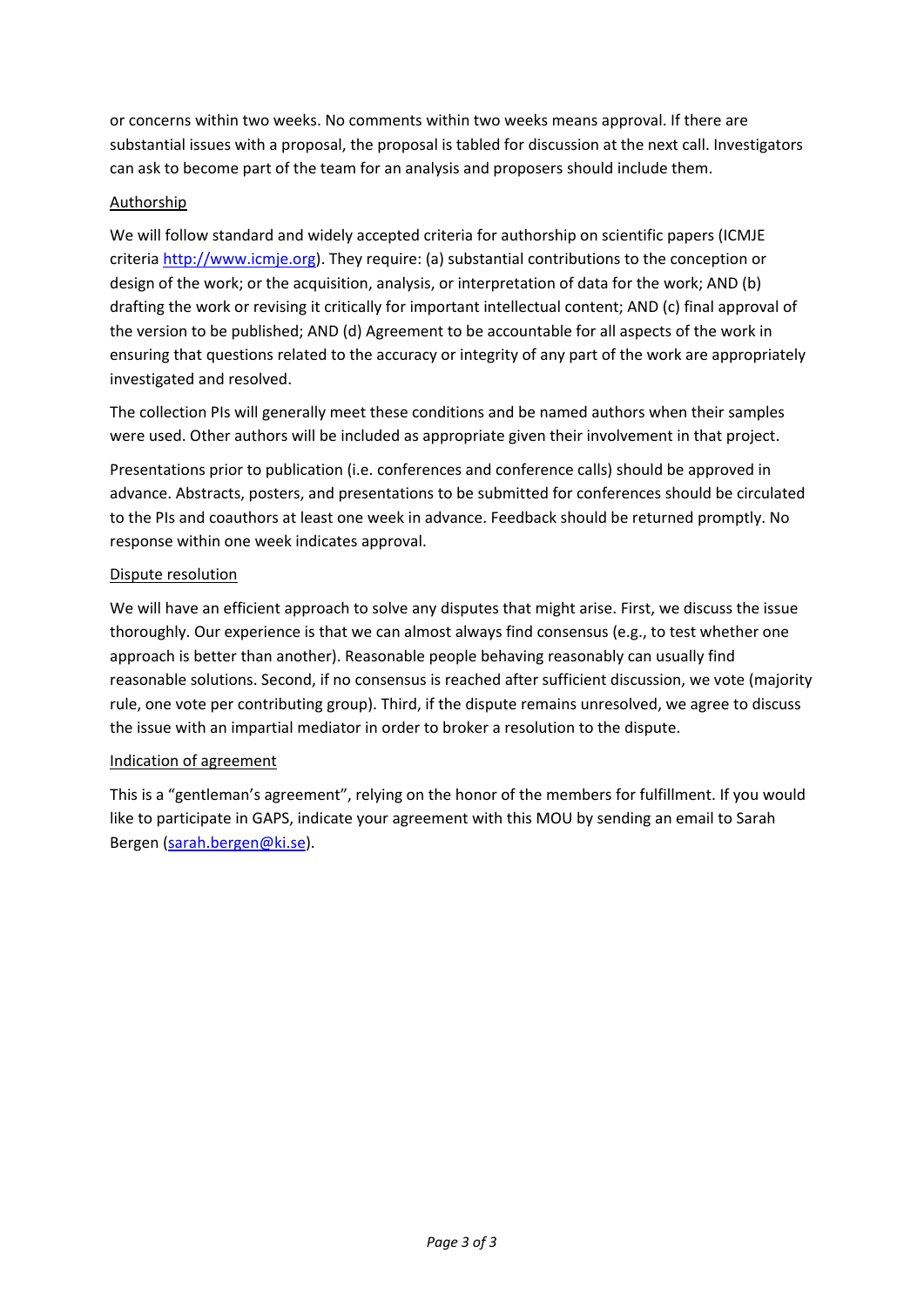or concerns within two weeks. No comments within two weeks means approval. If there are substantial issues with a proposal, the proposal is tabled for discussion at the next call. Investigators can ask to become part of the team for an analysis and proposers should include them.

Authorship

We will follow standard and widely accepted criteria for authorship on scientific papers (ICMJE criteria http://www.icmje.org). They require: (a) substantial contributions to the conception or design of the work; or the acquisition, analysis, or interpretation of data for the work; AND (b) drafting the work or revising it critically for important intellectual content; AND (c) final approval of the version to be published; AND (d) Agreement to be accountable for all aspects of the work in ensuring that questions related to the accuracy or integrity of any part of the work are appropriately investigated and resolved.

The collection PIs will generally meet these conditions and be named authors when their samples were used. Other authors will be included as appropriate given their involvement in that project.

Presentations prior to publication (i.e. conferences and conference calls) should be approved in advance. Abstracts, posters, and presentations to be submitted for conferences should be circulated to the PIs and coauthors at least one week in advance. Feedback should be returned promptly. No response within one week indicates approval.

Dispute resolution

We will have an efficient approach to solve any disputes that might arise. First, we discuss the issue thoroughly. Our experience is that we can almost always find consensus (e.g., to test whether one approach is better than another). Reasonable people behaving reasonably can usually find reasonable solutions. Second, if no consensus is reached after sufficient discussion, we vote (majority rule, one vote per contributing group). Third, if the dispute remains unresolved, we agree to discuss the issue with an impartial mediator in order to broker a resolution to the dispute.

Indication of agreement

This is a "gentleman's agreement", relying on the honor of the members for fulfillment. If you would like to participate in GAPS, indicate your agreement with this MOU by sending an email to Sarah Bergen (sarah.bergen@ki.se).